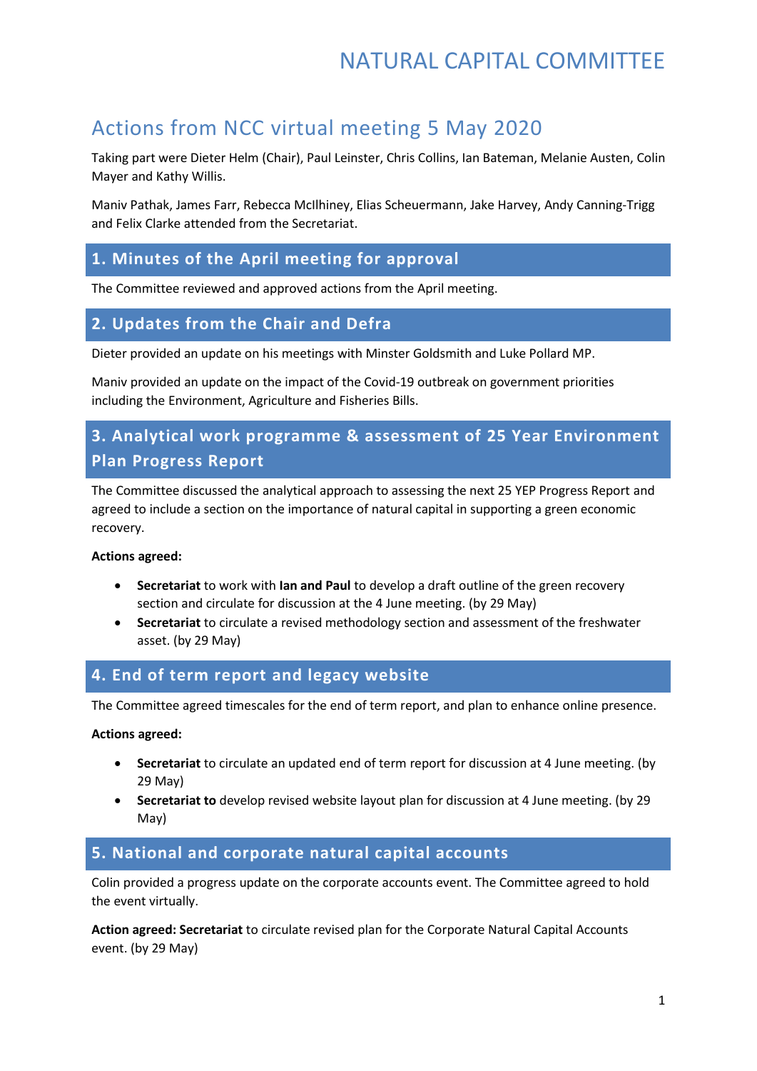# NATURAL CAPITAL COMMITTEE

## Actions from NCC virtual meeting 5 May 2020

Taking part were Dieter Helm (Chair), Paul Leinster, Chris Collins, Ian Bateman, Melanie Austen, Colin Mayer and Kathy Willis.

Maniv Pathak, James Farr, Rebecca McIlhiney, Elias Scheuermann, Jake Harvey, Andy Canning-Trigg and Felix Clarke attended from the Secretariat.

### 1. Minutes of the April meeting for approval

The Committee reviewed and approved actions from the April meeting.

### 2. Updates from the Chair and Defra

Dieter provided an update on his meetings with Minster Goldsmith and Luke Pollard MP.

Maniv provided an update on the impact of the Covid-19 outbreak on government priorities including the Environment, Agriculture and Fisheries Bills.

### 3. Analytical work programme & assessment of 25 Year Environment Plan Progress Report

The Committee discussed the analytical approach to assessing the next 25 YEP Progress Report and agreed to include a section on the importance of natural capital in supporting a green economic recovery.

**Actions agreed:**

- **Secretariat** to work with **Ian and Paul** to develop a draft outline of the green recovery section and circulate for discussion at the 4 June meeting. (by 29 May)
- **Secretariat** to circulate a revised methodology section and assessment of the freshwater asset. (by 29 May)

### 4. End of term report and legacy website

The Committee agreed timescales for the end of term report, and plan to enhance online presence.

**Actions agreed:**

- **Secretariat** to circulate an updated end of term report for discussion at 4 June meeting. (by 29 May)
- **Secretariat to** develop revised website layout plan for discussion at 4 June meeting. (by 29 May)

### 5. National and corporate natural capital accounts

Colin provided a progress update on the corporate accounts event. The Committee agreed to hold the event virtually.

**Action agreed: Secretariat** to circulate revised plan for the Corporate Natural Capital Accounts event. (by 29 May)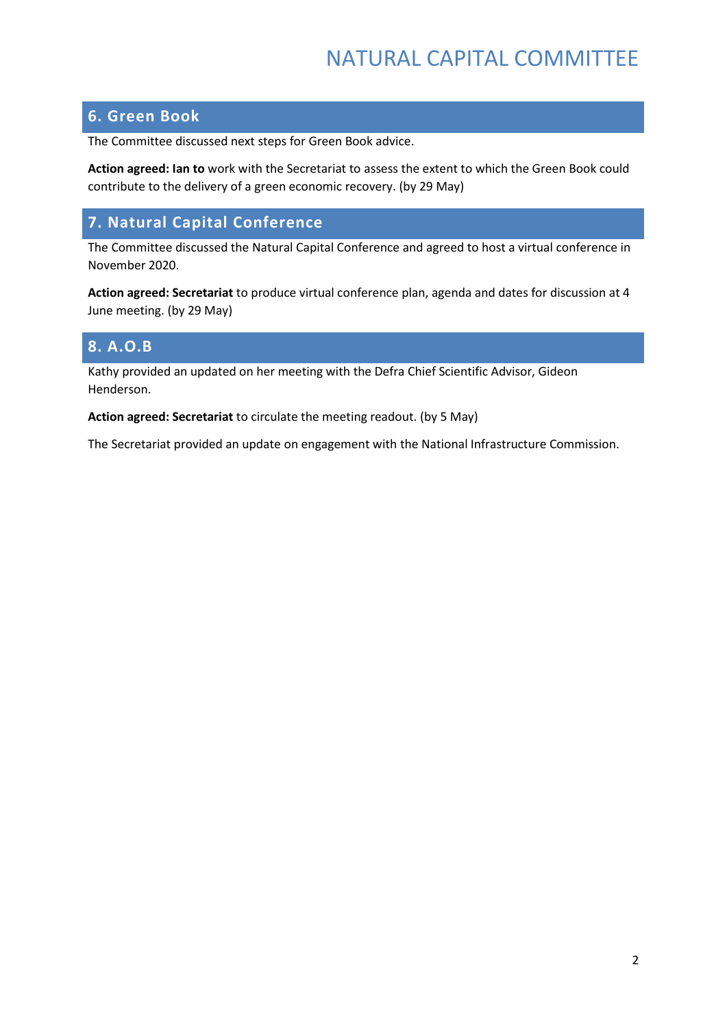## 6. Green Book

The Committee discussed next steps for Green Book advice.

**Action agreed: Ian to** work with the Secretariat to assess the extent to which the Green Book could contribute to the delivery of a green economic recovery. (by 29 May)

## 7. Natural Capital Conference

The Committee discussed the Natural Capital Conference and agreed to host a virtual conference in November 2020.

**Action agreed: Secretariat** to produce virtual conference plan, agenda and dates for discussion at 4 June meeting. (by 29 May)

## 8. A.O.B

Kathy provided an updated on her meeting with the Defra Chief Scientific Advisor, Gideon Henderson.

**Action agreed: Secretariat** to circulate the meeting readout. (by 5 May)

The Secretariat provided an update on engagement with the National Infrastructure Commission.